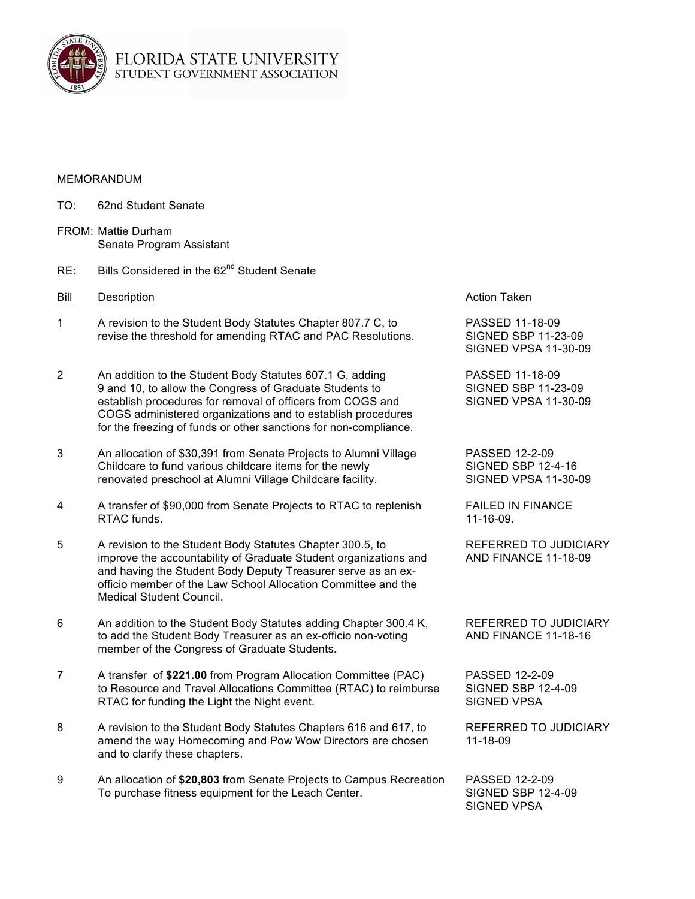FLORIDA STATE UNIVERSITY
STUDENT GOVERNMENT ASSOCIATION

MEMORANDUM

TO: 62nd Student Senate

FROM: Mattie Durham
Senate Program Assistant

RE: Bills Considered in the 62nd Student Senate

| Bill | Description | Action Taken |
|---|---|---|
| 1 | A revision to the Student Body Statutes Chapter 807.7 C, to revise the threshold for amending RTAC and PAC Resolutions. | PASSED 11-18-09<br>SIGNED SBP 11-23-09<br>SIGNED VPSA 11-30-09 |
| 2 | An addition to the Student Body Statutes 607.1 G, adding 9 and 10, to allow the Congress of Graduate Students to establish procedures for removal of officers from COGS and COGS administered organizations and to establish procedures for the freezing of funds or other sanctions for non-compliance. | PASSED 11-18-09<br>SIGNED SBP 11-23-09<br>SIGNED VPSA 11-30-09 |
| 3 | An allocation of $30,391 from Senate Projects to Alumni Village Childcare to fund various childcare items for the newly renovated preschool at Alumni Village Childcare facility. | PASSED 12-2-09<br>SIGNED SBP 12-4-16<br>SIGNED VPSA 11-30-09 |
| 4 | A transfer of $90,000 from Senate Projects to RTAC to replenish RTAC funds. | FAILED IN FINANCE 11-16-09. |
| 5 | A revision to the Student Body Statutes Chapter 300.5, to improve the accountability of Graduate Student organizations and and having the Student Body Deputy Treasurer serve as an ex-officio member of the Law School Allocation Committee and the Medical Student Council. | REFERRED TO JUDICIARY AND FINANCE 11-18-09 |
| 6 | An addition to the Student Body Statutes adding Chapter 300.4 K, to add the Student Body Treasurer as an ex-officio non-voting member of the Congress of Graduate Students. | REFERRED TO JUDICIARY AND FINANCE 11-18-16 |
| 7 | A transfer of **$221.00** from Program Allocation Committee (PAC) to Resource and Travel Allocations Committee (RTAC) to reimburse RTAC for funding the Light the Night event. | PASSED 12-2-09<br>SIGNED SBP 12-4-09<br>SIGNED VPSA |
| 8 | A revision to the Student Body Statutes Chapters 616 and 617, to amend the way Homecoming and Pow Wow Directors are chosen and to clarify these chapters. | REFERRED TO JUDICIARY 11-18-09 |
| 9 | An allocation of **$20,803** from Senate Projects to Campus Recreation To purchase fitness equipment for the Leach Center. | PASSED 12-2-09<br>SIGNED SBP 12-4-09<br>SIGNED VPSA |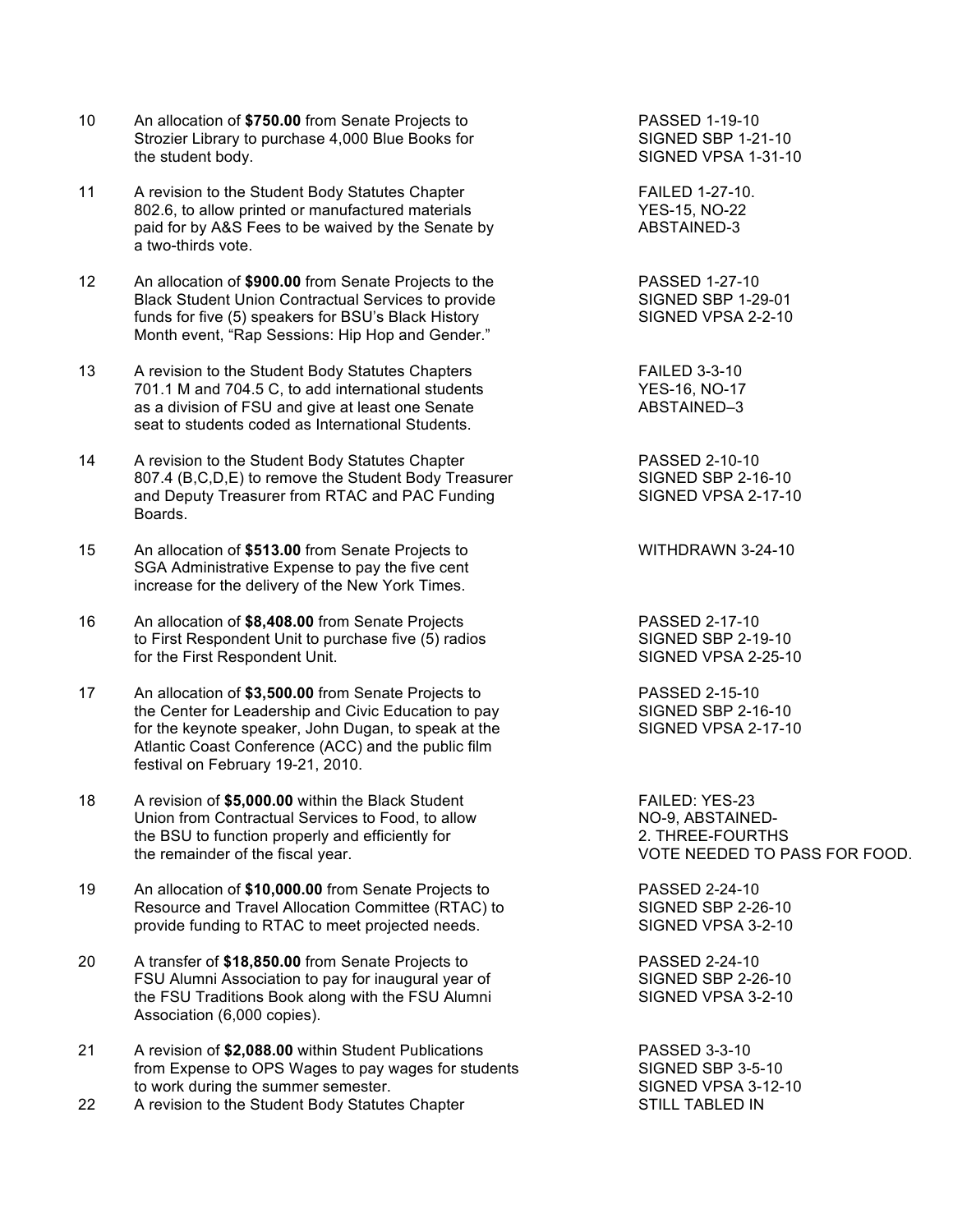| | | |
|---|---|---|
| 10 | An allocation of **$750.00** from Senate Projects to Strozier Library to purchase 4,000 Blue Books for the student body. | PASSED 1-19-10<br>SIGNED SBP 1-21-10<br>SIGNED VPSA 1-31-10 |
| 11 | A revision to the Student Body Statutes Chapter 802.6, to allow printed or manufactured materials paid for by A&S Fees to be waived by the Senate by a two-thirds vote. | FAILED 1-27-10.<br>YES-15, NO-22<br>ABSTAINED-3 |
| 12 | An allocation of **$900.00** from Senate Projects to the Black Student Union Contractual Services to provide funds for five (5) speakers for BSU's Black History Month event, "Rap Sessions: Hip Hop and Gender." | PASSED 1-27-10<br>SIGNED SBP 1-29-01<br>SIGNED VPSA 2-2-10 |
| 13 | A revision to the Student Body Statutes Chapters 701.1 M and 704.5 C, to add international students as a division of FSU and give at least one Senate seat to students coded as International Students. | FAILED 3-3-10<br>YES-16, NO-17<br>ABSTAINED–3 |
| 14 | A revision to the Student Body Statutes Chapter 807.4 (B,C,D,E) to remove the Student Body Treasurer and Deputy Treasurer from RTAC and PAC Funding Boards. | PASSED 2-10-10<br>SIGNED SBP 2-16-10<br>SIGNED VPSA 2-17-10 |
| 15 | An allocation of **$513.00** from Senate Projects to SGA Administrative Expense to pay the five cent increase for the delivery of the New York Times. | WITHDRAWN 3-24-10 |
| 16 | An allocation of **$8,408.00** from Senate Projects to First Respondent Unit to purchase five (5) radios for the First Respondent Unit. | PASSED 2-17-10<br>SIGNED SBP 2-19-10<br>SIGNED VPSA 2-25-10 |
| 17 | An allocation of **$3,500.00** from Senate Projects to the Center for Leadership and Civic Education to pay for the keynote speaker, John Dugan, to speak at the Atlantic Coast Conference (ACC) and the public film festival on February 19-21, 2010. | PASSED 2-15-10<br>SIGNED SBP 2-16-10<br>SIGNED VPSA 2-17-10 |
| 18 | A revision of **$5,000.00** within the Black Student Union from Contractual Services to Food, to allow the BSU to function properly and efficiently for the remainder of the fiscal year. | FAILED: YES-23<br>NO-9, ABSTAINED-<br>2. THREE-FOURTHS<br>VOTE NEEDED TO PASS FOR FOOD. |
| 19 | An allocation of **$10,000.00** from Senate Projects to Resource and Travel Allocation Committee (RTAC) to provide funding to RTAC to meet projected needs. | PASSED 2-24-10<br>SIGNED SBP 2-26-10<br>SIGNED VPSA 3-2-10 |
| 20 | A transfer of **$18,850.00** from Senate Projects to FSU Alumni Association to pay for inaugural year of the FSU Traditions Book along with the FSU Alumni Association (6,000 copies). | PASSED 2-24-10<br>SIGNED SBP 2-26-10<br>SIGNED VPSA 3-2-10 |
| 21 | A revision of **$2,088.00** within Student Publications from Expense to OPS Wages to pay wages for students to work during the summer semester. | PASSED 3-3-10<br>SIGNED SBP 3-5-10<br>SIGNED VPSA 3-12-10 |
| 22 | A revision to the Student Body Statutes Chapter | STILL TABLED IN |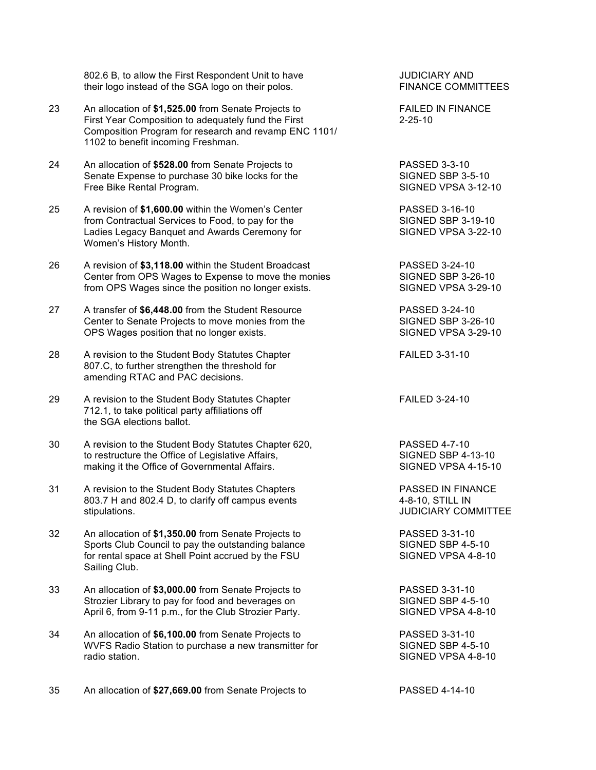| | | |
|---|---|---|
| | 802.6 B, to allow the First Respondent Unit to have their logo instead of the SGA logo on their polos. | JUDICIARY AND FINANCE COMMITTEES |
| 23 | An allocation of **$1,525.00** from Senate Projects to First Year Composition to adequately fund the First Composition Program for research and revamp ENC 1101/ 1102 to benefit incoming Freshman. | FAILED IN FINANCE 2-25-10 |
| 24 | An allocation of **$528.00** from Senate Projects to Senate Expense to purchase 30 bike locks for the Free Bike Rental Program. | PASSED 3-3-10<br>SIGNED SBP 3-5-10<br>SIGNED VPSA 3-12-10 |
| 25 | A revision of **$1,600.00** within the Women's Center from Contractual Services to Food, to pay for the Ladies Legacy Banquet and Awards Ceremony for Women's History Month. | PASSED 3-16-10<br>SIGNED SBP 3-19-10<br>SIGNED VPSA 3-22-10 |
| 26 | A revision of **$3,118.00** within the Student Broadcast Center from OPS Wages to Expense to move the monies from OPS Wages since the position no longer exists. | PASSED 3-24-10<br>SIGNED SBP 3-26-10<br>SIGNED VPSA 3-29-10 |
| 27 | A transfer of **$6,448.00** from the Student Resource Center to Senate Projects to move monies from the OPS Wages position that no longer exists. | PASSED 3-24-10<br>SIGNED SBP 3-26-10<br>SIGNED VPSA 3-29-10 |
| 28 | A revision to the Student Body Statutes Chapter 807.C, to further strengthen the threshold for amending RTAC and PAC decisions. | FAILED 3-31-10 |
| 29 | A revision to the Student Body Statutes Chapter 712.1, to take political party affiliations off the SGA elections ballot. | FAILED 3-24-10 |
| 30 | A revision to the Student Body Statutes Chapter 620, to restructure the Office of Legislative Affairs, making it the Office of Governmental Affairs. | PASSED 4-7-10<br>SIGNED SBP 4-13-10<br>SIGNED VPSA 4-15-10 |
| 31 | A revision to the Student Body Statutes Chapters 803.7 H and 802.4 D, to clarify off campus events stipulations. | PASSED IN FINANCE 4-8-10, STILL IN JUDICIARY COMMITTEE |
| 32 | An allocation of **$1,350.00** from Senate Projects to Sports Club Council to pay the outstanding balance for rental space at Shell Point accrued by the FSU Sailing Club. | PASSED 3-31-10<br>SIGNED SBP 4-5-10<br>SIGNED VPSA 4-8-10 |
| 33 | An allocation of **$3,000.00** from Senate Projects to Strozier Library to pay for food and beverages on April 6, from 9-11 p.m., for the Club Strozier Party. | PASSED 3-31-10<br>SIGNED SBP 4-5-10<br>SIGNED VPSA 4-8-10 |
| 34 | An allocation of **$6,100.00** from Senate Projects to WVFS Radio Station to purchase a new transmitter for radio station. | PASSED 3-31-10<br>SIGNED SBP 4-5-10<br>SIGNED VPSA 4-8-10 |
| 35 | An allocation of **$27,669.00** from Senate Projects to | PASSED 4-14-10 |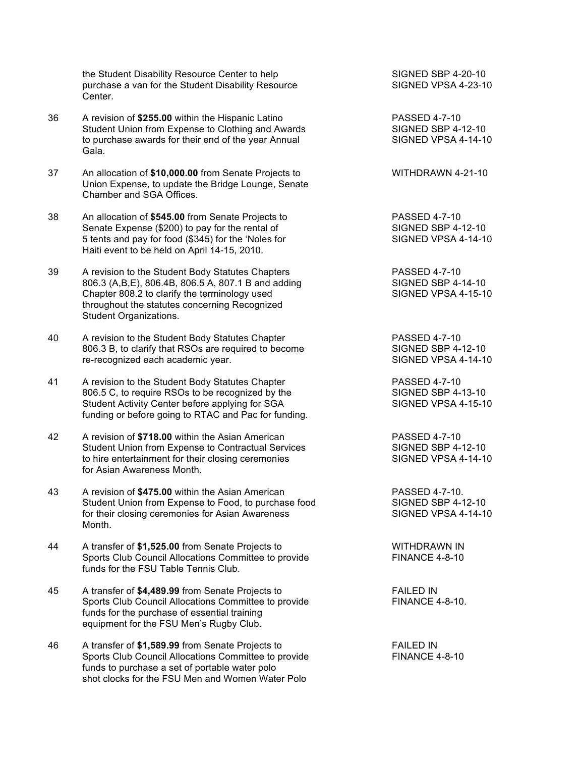| | | |
|---|---|---|
| | the Student Disability Resource Center to help purchase a van for the Student Disability Resource Center. | SIGNED SBP 4-20-10<br>SIGNED VPSA 4-23-10 |
| 36 | A revision of **$255.00** within the Hispanic Latino Student Union from Expense to Clothing and Awards to purchase awards for their end of the year Annual Gala. | PASSED 4-7-10<br>SIGNED SBP 4-12-10<br>SIGNED VPSA 4-14-10 |
| 37 | An allocation of **$10,000.00** from Senate Projects to Union Expense, to update the Bridge Lounge, Senate Chamber and SGA Offices. | WITHDRAWN 4-21-10 |
| 38 | An allocation of **$545.00** from Senate Projects to Senate Expense ($200) to pay for the rental of 5 tents and pay for food ($345) for the 'Noles for Haiti event to be held on April 14-15, 2010. | PASSED 4-7-10<br>SIGNED SBP 4-12-10<br>SIGNED VPSA 4-14-10 |
| 39 | A revision to the Student Body Statutes Chapters 806.3 (A,B,E), 806.4B, 806.5 A, 807.1 B and adding Chapter 808.2 to clarify the terminology used throughout the statutes concerning Recognized Student Organizations. | PASSED 4-7-10<br>SIGNED SBP 4-14-10<br>SIGNED VPSA 4-15-10 |
| 40 | A revision to the Student Body Statutes Chapter 806.3 B, to clarify that RSOs are required to become re-recognized each academic year. | PASSED 4-7-10<br>SIGNED SBP 4-12-10<br>SIGNED VPSA 4-14-10 |
| 41 | A revision to the Student Body Statutes Chapter 806.5 C, to require RSOs to be recognized by the Student Activity Center before applying for SGA funding or before going to RTAC and Pac for funding. | PASSED 4-7-10<br>SIGNED SBP 4-13-10<br>SIGNED VPSA 4-15-10 |
| 42 | A revision of **$718.00** within the Asian American Student Union from Expense to Contractual Services to hire entertainment for their closing ceremonies for Asian Awareness Month. | PASSED 4-7-10<br>SIGNED SBP 4-12-10<br>SIGNED VPSA 4-14-10 |
| 43 | A revision of **$475.00** within the Asian American Student Union from Expense to Food, to purchase food for their closing ceremonies for Asian Awareness Month. | PASSED 4-7-10.<br>SIGNED SBP 4-12-10<br>SIGNED VPSA 4-14-10 |
| 44 | A transfer of **$1,525.00** from Senate Projects to Sports Club Council Allocations Committee to provide funds for the FSU Table Tennis Club. | WITHDRAWN IN FINANCE 4-8-10 |
| 45 | A transfer of **$4,489.99** from Senate Projects to Sports Club Council Allocations Committee to provide funds for the purchase of essential training equipment for the FSU Men's Rugby Club. | FAILED IN FINANCE 4-8-10. |
| 46 | A transfer of **$1,589.99** from Senate Projects to Sports Club Council Allocations Committee to provide funds to purchase a set of portable water polo shot clocks for the FSU Men and Women Water Polo | FAILED IN FINANCE 4-8-10 |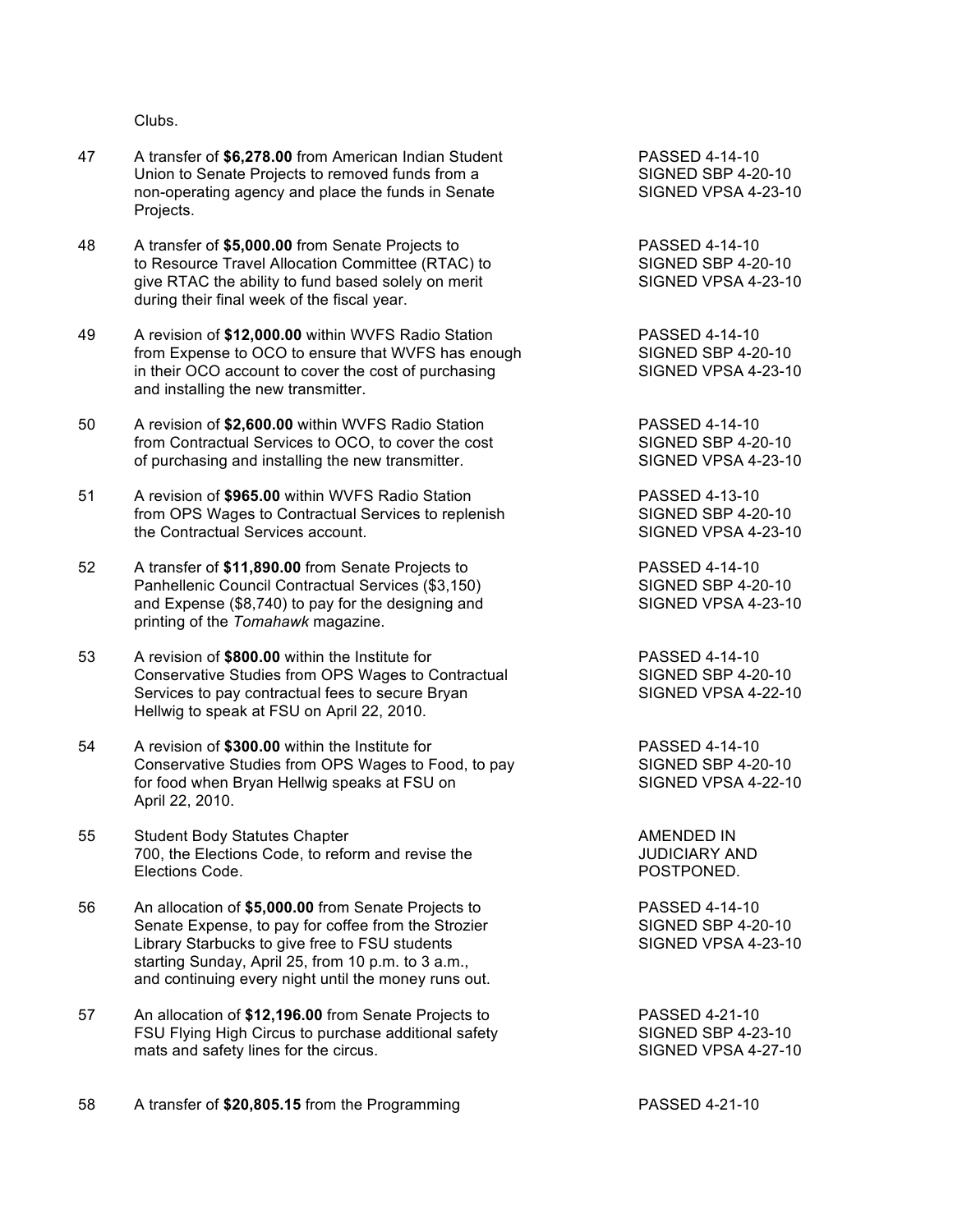Clubs.

| | | |
|---|---|---|
| 47 | A transfer of **$6,278.00** from American Indian Student Union to Senate Projects to removed funds from a non-operating agency and place the funds in Senate Projects. | PASSED 4-14-10<br>SIGNED SBP 4-20-10<br>SIGNED VPSA 4-23-10 |
| 48 | A transfer of **$5,000.00** from Senate Projects to to Resource Travel Allocation Committee (RTAC) to give RTAC the ability to fund based solely on merit during their final week of the fiscal year. | PASSED 4-14-10<br>SIGNED SBP 4-20-10<br>SIGNED VPSA 4-23-10 |
| 49 | A revision of **$12,000.00** within WVFS Radio Station from Expense to OCO to ensure that WVFS has enough in their OCO account to cover the cost of purchasing and installing the new transmitter. | PASSED 4-14-10<br>SIGNED SBP 4-20-10<br>SIGNED VPSA 4-23-10 |
| 50 | A revision of **$2,600.00** within WVFS Radio Station from Contractual Services to OCO, to cover the cost of purchasing and installing the new transmitter. | PASSED 4-14-10<br>SIGNED SBP 4-20-10<br>SIGNED VPSA 4-23-10 |
| 51 | A revision of **$965.00** within WVFS Radio Station from OPS Wages to Contractual Services to replenish the Contractual Services account. | PASSED 4-13-10<br>SIGNED SBP 4-20-10<br>SIGNED VPSA 4-23-10 |
| 52 | A transfer of **$11,890.00** from Senate Projects to Panhellenic Council Contractual Services ($3,150) and Expense ($8,740) to pay for the designing and printing of the *Tomahawk* magazine. | PASSED 4-14-10<br>SIGNED SBP 4-20-10<br>SIGNED VPSA 4-23-10 |
| 53 | A revision of **$800.00** within the Institute for Conservative Studies from OPS Wages to Contractual Services to pay contractual fees to secure Bryan Hellwig to speak at FSU on April 22, 2010. | PASSED 4-14-10<br>SIGNED SBP 4-20-10<br>SIGNED VPSA 4-22-10 |
| 54 | A revision of **$300.00** within the Institute for Conservative Studies from OPS Wages to Food, to pay for food when Bryan Hellwig speaks at FSU on April 22, 2010. | PASSED 4-14-10<br>SIGNED SBP 4-20-10<br>SIGNED VPSA 4-22-10 |
| 55 | Student Body Statutes Chapter 700, the Elections Code, to reform and revise the Elections Code. | AMENDED IN JUDICIARY AND POSTPONED. |
| 56 | An allocation of **$5,000.00** from Senate Projects to Senate Expense, to pay for coffee from the Strozier Library Starbucks to give free to FSU students starting Sunday, April 25, from 10 p.m. to 3 a.m., and continuing every night until the money runs out. | PASSED 4-14-10<br>SIGNED SBP 4-20-10<br>SIGNED VPSA 4-23-10 |
| 57 | An allocation of **$12,196.00** from Senate Projects to FSU Flying High Circus to purchase additional safety mats and safety lines for the circus. | PASSED 4-21-10<br>SIGNED SBP 4-23-10<br>SIGNED VPSA 4-27-10 |
| 58 | A transfer of **$20,805.15** from the Programming | PASSED 4-21-10 |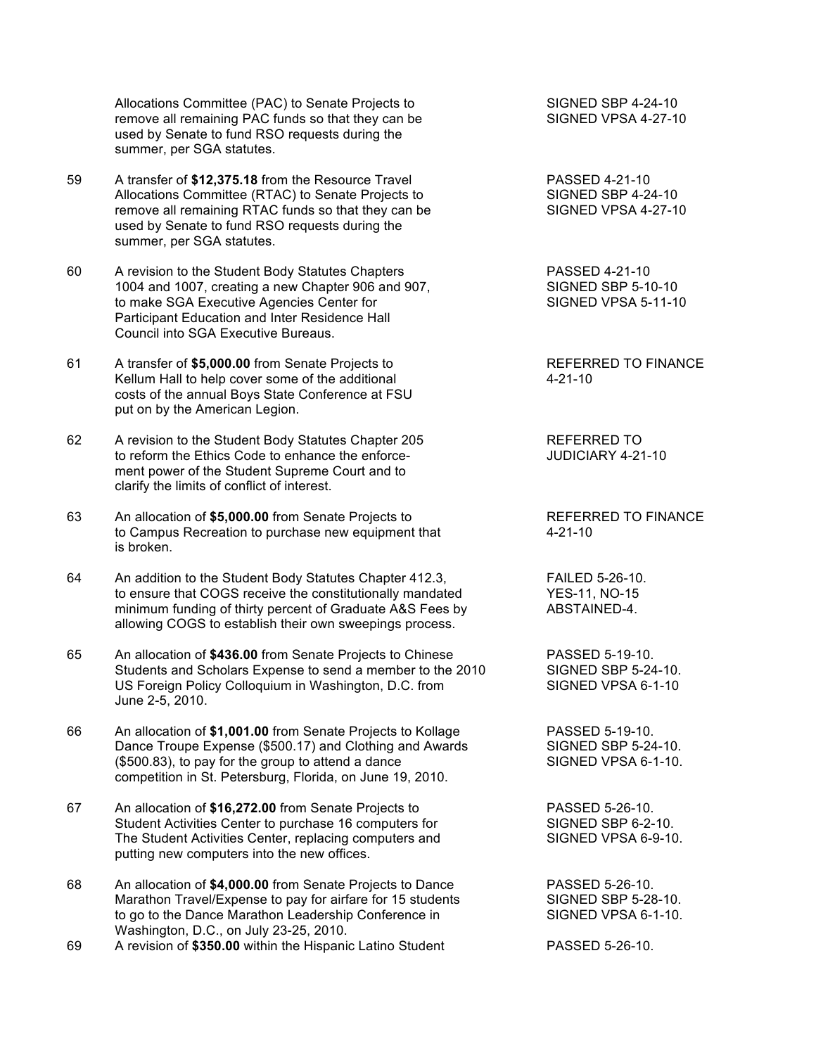|  | Allocations Committee (PAC) to Senate Projects to remove all remaining PAC funds so that they can be used by Senate to fund RSO requests during the summer, per SGA statutes. | SIGNED SBP 4-24-10<br>SIGNED VPSA 4-27-10 |
|---|---|---|
| 59 | A transfer of **$12,375.18** from the Resource Travel Allocations Committee (RTAC) to Senate Projects to remove all remaining RTAC funds so that they can be used by Senate to fund RSO requests during the summer, per SGA statutes. | PASSED 4-21-10<br>SIGNED SBP 4-24-10<br>SIGNED VPSA 4-27-10 |
| 60 | A revision to the Student Body Statutes Chapters 1004 and 1007, creating a new Chapter 906 and 907, to make SGA Executive Agencies Center for Participant Education and Inter Residence Hall Council into SGA Executive Bureaus. | PASSED 4-21-10<br>SIGNED SBP 5-10-10<br>SIGNED VPSA 5-11-10 |
| 61 | A transfer of **$5,000.00** from Senate Projects to Kellum Hall to help cover some of the additional costs of the annual Boys State Conference at FSU put on by the American Legion. | REFERRED TO FINANCE 4-21-10 |
| 62 | A revision to the Student Body Statutes Chapter 205 to reform the Ethics Code to enhance the enforcement power of the Student Supreme Court and to clarify the limits of conflict of interest. | REFERRED TO JUDICIARY 4-21-10 |
| 63 | An allocation of **$5,000.00** from Senate Projects to to Campus Recreation to purchase new equipment that is broken. | REFERRED TO FINANCE 4-21-10 |
| 64 | An addition to the Student Body Statutes Chapter 412.3, to ensure that COGS receive the constitutionally mandated minimum funding of thirty percent of Graduate A&S Fees by allowing COGS to establish their own sweepings process. | FAILED 5-26-10.<br>YES-11, NO-15<br>ABSTAINED-4. |
| 65 | An allocation of **$436.00** from Senate Projects to Chinese Students and Scholars Expense to send a member to the 2010 US Foreign Policy Colloquium in Washington, D.C. from June 2-5, 2010. | PASSED 5-19-10.<br>SIGNED SBP 5-24-10.<br>SIGNED VPSA 6-1-10 |
| 66 | An allocation of **$1,001.00** from Senate Projects to Kollage Dance Troupe Expense ($500.17) and Clothing and Awards ($500.83), to pay for the group to attend a dance competition in St. Petersburg, Florida, on June 19, 2010. | PASSED 5-19-10.<br>SIGNED SBP 5-24-10.<br>SIGNED VPSA 6-1-10. |
| 67 | An allocation of **$16,272.00** from Senate Projects to Student Activities Center to purchase 16 computers for The Student Activities Center, replacing computers and putting new computers into the new offices. | PASSED 5-26-10.<br>SIGNED SBP 6-2-10.<br>SIGNED VPSA 6-9-10. |
| 68 | An allocation of **$4,000.00** from Senate Projects to Dance Marathon Travel/Expense to pay for airfare for 15 students to go to the Dance Marathon Leadership Conference in Washington, D.C., on July 23-25, 2010. | PASSED 5-26-10.<br>SIGNED SBP 5-28-10.<br>SIGNED VPSA 6-1-10. |
| 69 | A revision of **$350.00** within the Hispanic Latino Student | PASSED 5-26-10. |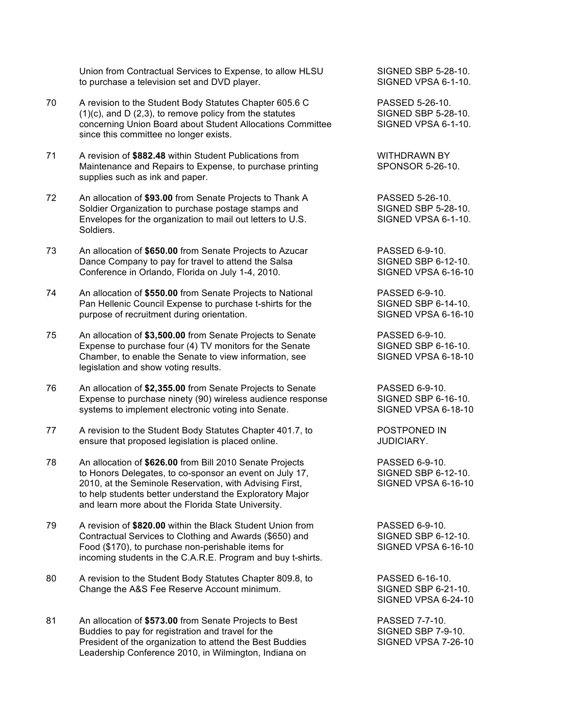| | | |
|---|---|---|
| | Union from Contractual Services to Expense, to allow HLSU to purchase a television set and DVD player. | SIGNED SBP 5-28-10. SIGNED VPSA 6-1-10. |
| 70 | A revision to the Student Body Statutes Chapter 605.6 C (1)(c), and D (2,3), to remove policy from the statutes concerning Union Board about Student Allocations Committee since this committee no longer exists. | PASSED 5-26-10. SIGNED SBP 5-28-10. SIGNED VPSA 6-1-10. |
| 71 | A revision of **$882.48** within Student Publications from Maintenance and Repairs to Expense, to purchase printing supplies such as ink and paper. | WITHDRAWN BY SPONSOR 5-26-10. |
| 72 | An allocation of **$93.00** from Senate Projects to Thank A Soldier Organization to purchase postage stamps and Envelopes for the organization to mail out letters to U.S. Soldiers. | PASSED 5-26-10. SIGNED SBP 5-28-10. SIGNED VPSA 6-1-10. |
| 73 | An allocation of **$650.00** from Senate Projects to Azucar Dance Company to pay for travel to attend the Salsa Conference in Orlando, Florida on July 1-4, 2010. | PASSED 6-9-10. SIGNED SBP 6-12-10. SIGNED VPSA 6-16-10 |
| 74 | An allocation of **$550.00** from Senate Projects to National Pan Hellenic Council Expense to purchase t-shirts for the purpose of recruitment during orientation. | PASSED 6-9-10. SIGNED SBP 6-14-10. SIGNED VPSA 6-16-10 |
| 75 | An allocation of **$3,500.00** from Senate Projects to Senate Expense to purchase four (4) TV monitors for the Senate Chamber, to enable the Senate to view information, see legislation and show voting results. | PASSED 6-9-10. SIGNED SBP 6-16-10. SIGNED VPSA 6-18-10 |
| 76 | An allocation of **$2,355.00** from Senate Projects to Senate Expense to purchase ninety (90) wireless audience response systems to implement electronic voting into Senate. | PASSED 6-9-10. SIGNED SBP 6-16-10. SIGNED VPSA 6-18-10 |
| 77 | A revision to the Student Body Statutes Chapter 401.7, to ensure that proposed legislation is placed online. | POSTPONED IN JUDICIARY. |
| 78 | An allocation of **$626.00** from Bill 2010 Senate Projects to Honors Delegates, to co-sponsor an event on July 17, 2010, at the Seminole Reservation, with Advising First, to help students better understand the Exploratory Major and learn more about the Florida State University. | PASSED 6-9-10. SIGNED SBP 6-12-10. SIGNED VPSA 6-16-10 |
| 79 | A revision of **$820.00** within the Black Student Union from Contractual Services to Clothing and Awards ($650) and Food ($170), to purchase non-perishable items for incoming students in the C.A.R.E. Program and buy t-shirts. | PASSED 6-9-10. SIGNED SBP 6-12-10. SIGNED VPSA 6-16-10 |
| 80 | A revision to the Student Body Statutes Chapter 809.8, to Change the A&S Fee Reserve Account minimum. | PASSED 6-16-10. SIGNED SBP 6-21-10. SIGNED VPSA 6-24-10 |
| 81 | An allocation of **$573.00** from Senate Projects to Best Buddies to pay for registration and travel for the President of the organization to attend the Best Buddies Leadership Conference 2010, in Wilmington, Indiana on | PASSED 7-7-10. SIGNED SBP 7-9-10. SIGNED VPSA 7-26-10 |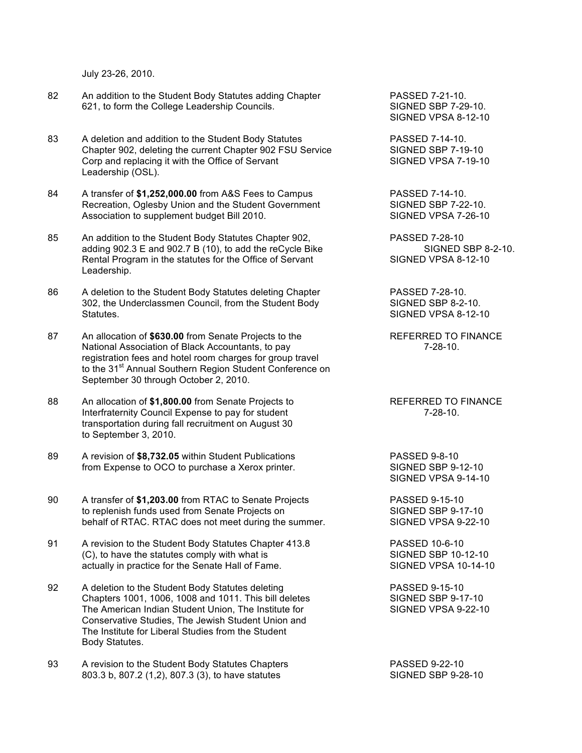July 23-26, 2010.

| | | |
|---|---|---|
| 82 | An addition to the Student Body Statutes adding Chapter 621, to form the College Leadership Councils. | PASSED 7-21-10.<br>SIGNED SBP 7-29-10.<br>SIGNED VPSA 8-12-10 |
| 83 | A deletion and addition to the Student Body Statutes Chapter 902, deleting the current Chapter 902 FSU Service Corp and replacing it with the Office of Servant Leadership (OSL). | PASSED 7-14-10.<br>SIGNED SBP 7-19-10<br>SIGNED VPSA 7-19-10 |
| 84 | A transfer of **$1,252,000.00** from A&S Fees to Campus Recreation, Oglesby Union and the Student Government Association to supplement budget Bill 2010. | PASSED 7-14-10.<br>SIGNED SBP 7-22-10.<br>SIGNED VPSA 7-26-10 |
| 85 | An addition to the Student Body Statutes Chapter 902, adding 902.3 E and 902.7 B (10), to add the reCycle Bike Rental Program in the statutes for the Office of Servant Leadership. | PASSED 7-28-10<br>SIGNED SBP 8-2-10.<br>SIGNED VPSA 8-12-10 |
| 86 | A deletion to the Student Body Statutes deleting Chapter 302, the Underclassmen Council, from the Student Body Statutes. | PASSED 7-28-10.<br>SIGNED SBP 8-2-10.<br>SIGNED VPSA 8-12-10 |
| 87 | An allocation of **$630.00** from Senate Projects to the National Association of Black Accountants, to pay registration fees and hotel room charges for group travel to the 31st Annual Southern Region Student Conference on September 30 through October 2, 2010. | REFERRED TO FINANCE 7-28-10. |
| 88 | An allocation of **$1,800.00** from Senate Projects to Interfraternity Council Expense to pay for student transportation during fall recruitment on August 30 to September 3, 2010. | REFERRED TO FINANCE 7-28-10. |
| 89 | A revision of **$8,732.05** within Student Publications from Expense to OCO to purchase a Xerox printer. | PASSED 9-8-10<br>SIGNED SBP 9-12-10<br>SIGNED VPSA 9-14-10 |
| 90 | A transfer of **$1,203.00** from RTAC to Senate Projects to replenish funds used from Senate Projects on behalf of RTAC. RTAC does not meet during the summer. | PASSED 9-15-10<br>SIGNED SBP 9-17-10<br>SIGNED VPSA 9-22-10 |
| 91 | A revision to the Student Body Statutes Chapter 413.8 (C), to have the statutes comply with what is actually in practice for the Senate Hall of Fame. | PASSED 10-6-10<br>SIGNED SBP 10-12-10<br>SIGNED VPSA 10-14-10 |
| 92 | A deletion to the Student Body Statutes deleting Chapters 1001, 1006, 1008 and 1011. This bill deletes The American Indian Student Union, The Institute for Conservative Studies, The Jewish Student Union and The Institute for Liberal Studies from the Student Body Statutes. | PASSED 9-15-10<br>SIGNED SBP 9-17-10<br>SIGNED VPSA 9-22-10 |
| 93 | A revision to the Student Body Statutes Chapters 803.3 b, 807.2 (1,2), 807.3 (3), to have statutes | PASSED 9-22-10<br>SIGNED SBP 9-28-10 |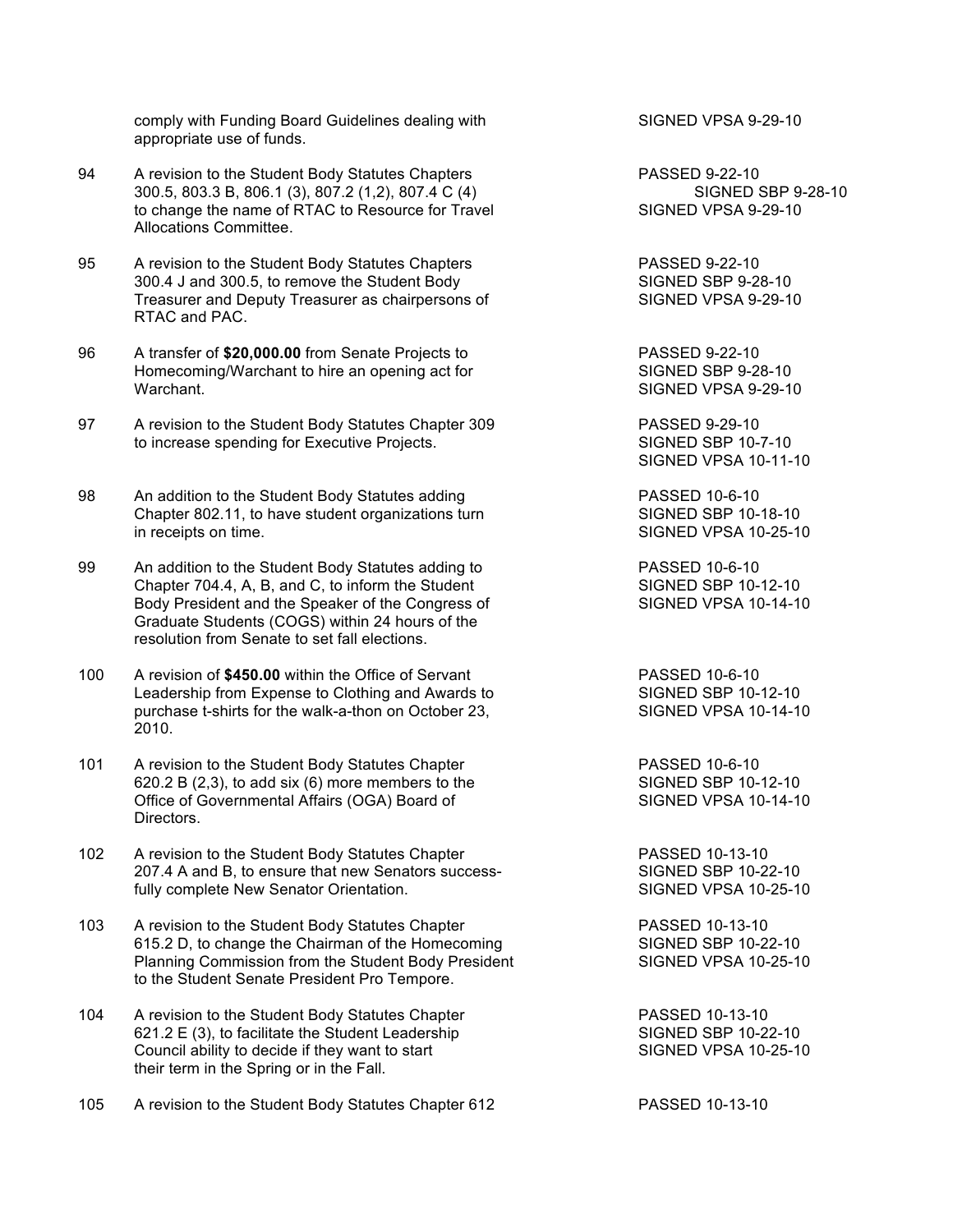| | | |
|---|---|---|
| | comply with Funding Board Guidelines dealing with appropriate use of funds. | SIGNED VPSA 9-29-10 |
| 94 | A revision to the Student Body Statutes Chapters 300.5, 803.3 B, 806.1 (3), 807.2 (1,2), 807.4 C (4) to change the name of RTAC to Resource for Travel Allocations Committee. | PASSED 9-22-10<br>SIGNED SBP 9-28-10<br>SIGNED VPSA 9-29-10 |
| 95 | A revision to the Student Body Statutes Chapters 300.4 J and 300.5, to remove the Student Body Treasurer and Deputy Treasurer as chairpersons of RTAC and PAC. | PASSED 9-22-10<br>SIGNED SBP 9-28-10<br>SIGNED VPSA 9-29-10 |
| 96 | A transfer of **$20,000.00** from Senate Projects to Homecoming/Warchant to hire an opening act for Warchant. | PASSED 9-22-10<br>SIGNED SBP 9-28-10<br>SIGNED VPSA 9-29-10 |
| 97 | A revision to the Student Body Statutes Chapter 309 to increase spending for Executive Projects. | PASSED 9-29-10<br>SIGNED SBP 10-7-10<br>SIGNED VPSA 10-11-10 |
| 98 | An addition to the Student Body Statutes adding Chapter 802.11, to have student organizations turn in receipts on time. | PASSED 10-6-10<br>SIGNED SBP 10-18-10<br>SIGNED VPSA 10-25-10 |
| 99 | An addition to the Student Body Statutes adding to Chapter 704.4, A, B, and C, to inform the Student Body President and the Speaker of the Congress of Graduate Students (COGS) within 24 hours of the resolution from Senate to set fall elections. | PASSED 10-6-10<br>SIGNED SBP 10-12-10<br>SIGNED VPSA 10-14-10 |
| 100 | A revision of **$450.00** within the Office of Servant Leadership from Expense to Clothing and Awards to purchase t-shirts for the walk-a-thon on October 23, 2010. | PASSED 10-6-10<br>SIGNED SBP 10-12-10<br>SIGNED VPSA 10-14-10 |
| 101 | A revision to the Student Body Statutes Chapter 620.2 B (2,3), to add six (6) more members to the Office of Governmental Affairs (OGA) Board of Directors. | PASSED 10-6-10<br>SIGNED SBP 10-12-10<br>SIGNED VPSA 10-14-10 |
| 102 | A revision to the Student Body Statutes Chapter 207.4 A and B, to ensure that new Senators successfully complete New Senator Orientation. | PASSED 10-13-10<br>SIGNED SBP 10-22-10<br>SIGNED VPSA 10-25-10 |
| 103 | A revision to the Student Body Statutes Chapter 615.2 D, to change the Chairman of the Homecoming Planning Commission from the Student Body President to the Student Senate President Pro Tempore. | PASSED 10-13-10<br>SIGNED SBP 10-22-10<br>SIGNED VPSA 10-25-10 |
| 104 | A revision to the Student Body Statutes Chapter 621.2 E (3), to facilitate the Student Leadership Council ability to decide if they want to start their term in the Spring or in the Fall. | PASSED 10-13-10<br>SIGNED SBP 10-22-10<br>SIGNED VPSA 10-25-10 |
| 105 | A revision to the Student Body Statutes Chapter 612 | PASSED 10-13-10 |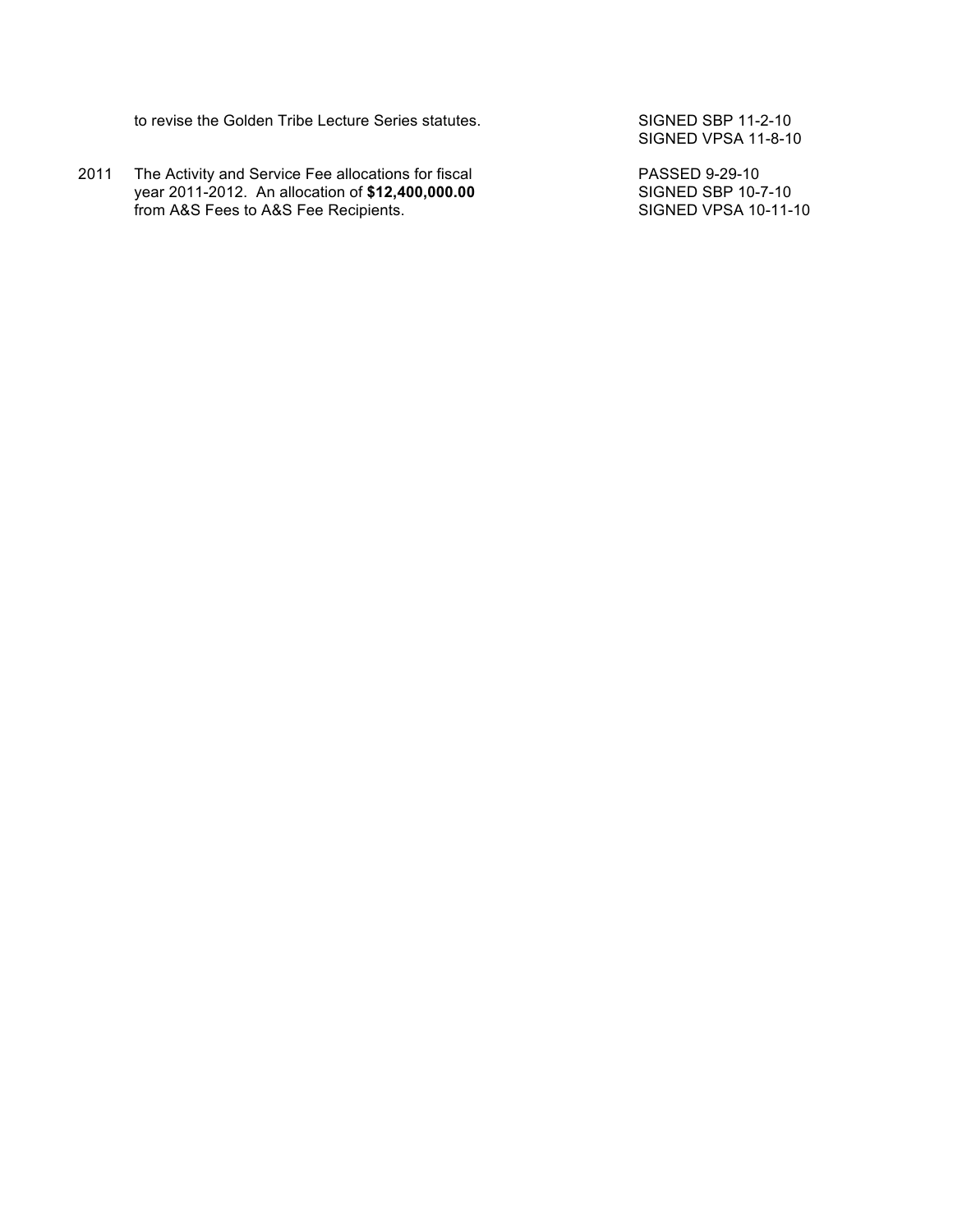| | | |
|---|---|---|
| | to revise the Golden Tribe Lecture Series statutes. | SIGNED SBP 11-2-10<br>SIGNED VPSA 11-8-10 |
| 2011 | The Activity and Service Fee allocations for fiscal year 2011-2012. An allocation of **$12,400,000.00** from A&S Fees to A&S Fee Recipients. | PASSED 9-29-10<br>SIGNED SBP 10-7-10<br>SIGNED VPSA 10-11-10 |